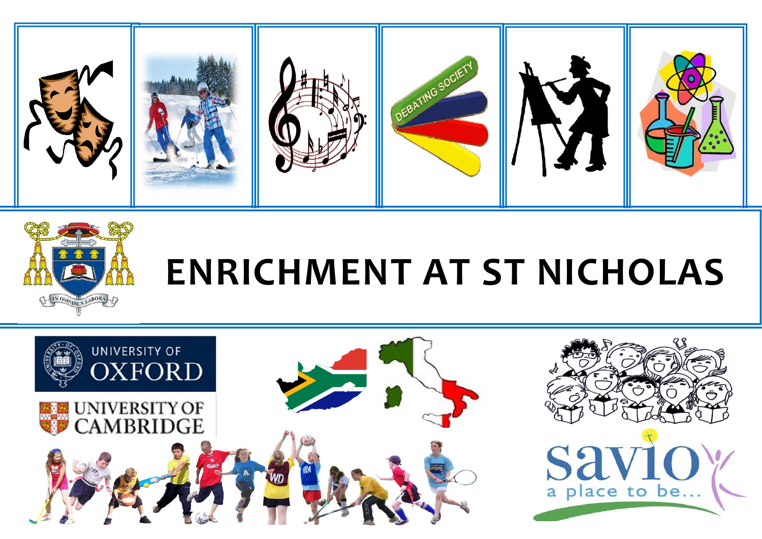# ENRICHMENT AT ST NICHOLAS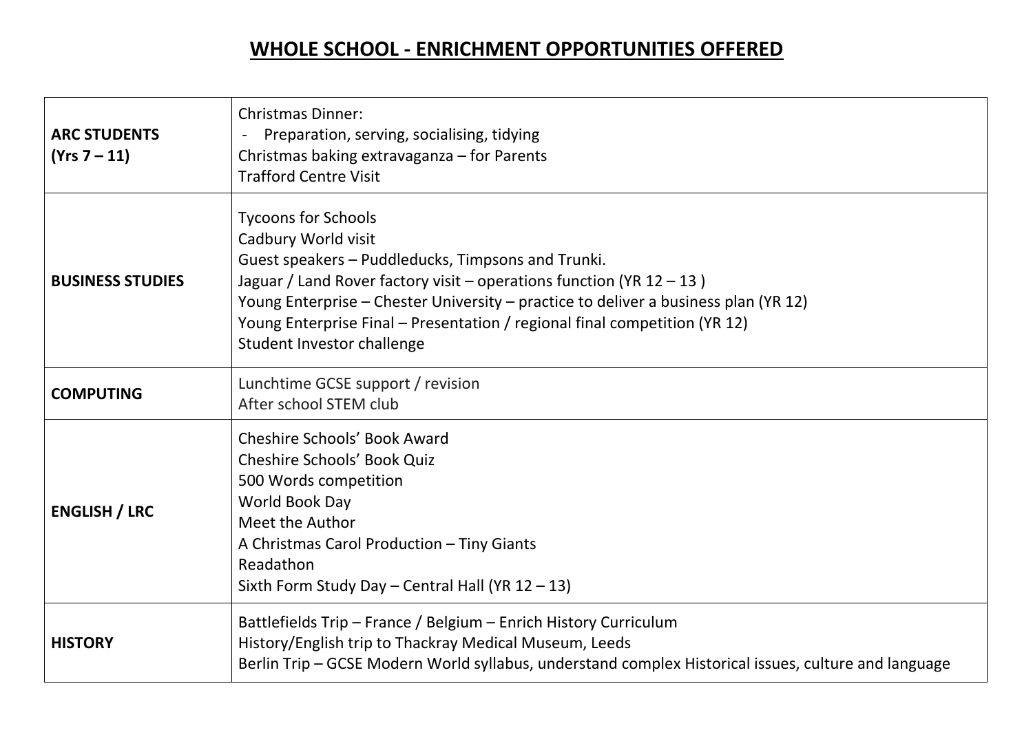# WHOLE SCHOOL - ENRICHMENT OPPORTUNITIES OFFERED

| | |
|---|---|
| **ARC STUDENTS (Yrs 7 – 11)** | Christmas Dinner:<br>- Preparation, serving, socialising, tidying<br>Christmas baking extravaganza – for Parents<br>Trafford Centre Visit |
| **BUSINESS STUDIES** | Tycoons for Schools<br>Cadbury World visit<br>Guest speakers – Puddleducks, Timpsons and Trunki.<br>Jaguar / Land Rover factory visit – operations function (YR 12 – 13 )<br>Young Enterprise – Chester University – practice to deliver a business plan (YR 12)<br>Young Enterprise Final – Presentation / regional final competition (YR 12)<br>Student Investor challenge |
| **COMPUTING** | Lunchtime GCSE support / revision<br>After school STEM club |
| **ENGLISH / LRC** | Cheshire Schools' Book Award<br>Cheshire Schools' Book Quiz<br>500 Words competition<br>World Book Day<br>Meet the Author<br>A Christmas Carol Production – Tiny Giants<br>Readathon<br>Sixth Form Study Day – Central Hall (YR 12 – 13) |
| **HISTORY** | Battlefields Trip – France / Belgium – Enrich History Curriculum<br>History/English trip to Thackray Medical Museum, Leeds<br>Berlin Trip – GCSE Modern World syllabus, understand complex Historical issues, culture and language |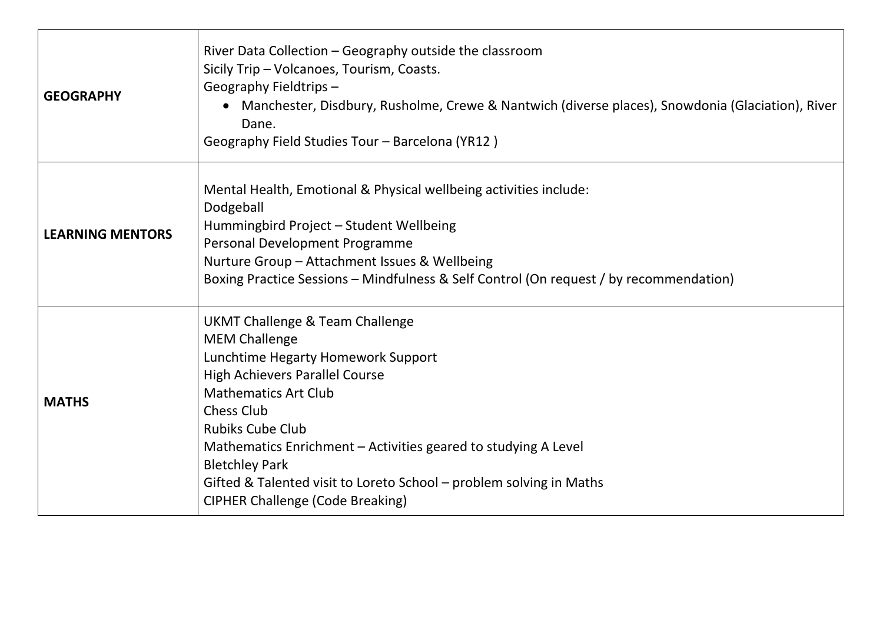| | |
|---|---|
| **GEOGRAPHY** | River Data Collection – Geography outside the classroom<br>Sicily Trip – Volcanoes, Tourism, Coasts.<br>Geography Fieldtrips –<br>• Manchester, Disdbury, Rusholme, Crewe & Nantwich (diverse places), Snowdonia (Glaciation), River Dane.<br>Geography Field Studies Tour – Barcelona (YR12 ) |
| **LEARNING MENTORS** | Mental Health, Emotional & Physical wellbeing activities include:<br>Dodgeball<br>Hummingbird Project – Student Wellbeing<br>Personal Development Programme<br>Nurture Group – Attachment Issues & Wellbeing<br>Boxing Practice Sessions – Mindfulness & Self Control (On request / by recommendation) |
| **MATHS** | UKMT Challenge & Team Challenge<br>MEM Challenge<br>Lunchtime Hegarty Homework Support<br>High Achievers Parallel Course<br>Mathematics Art Club<br>Chess Club<br>Rubiks Cube Club<br>Mathematics Enrichment – Activities geared to studying A Level<br>Bletchley Park<br>Gifted & Talented visit to Loreto School – problem solving in Maths<br>CIPHER Challenge (Code Breaking) |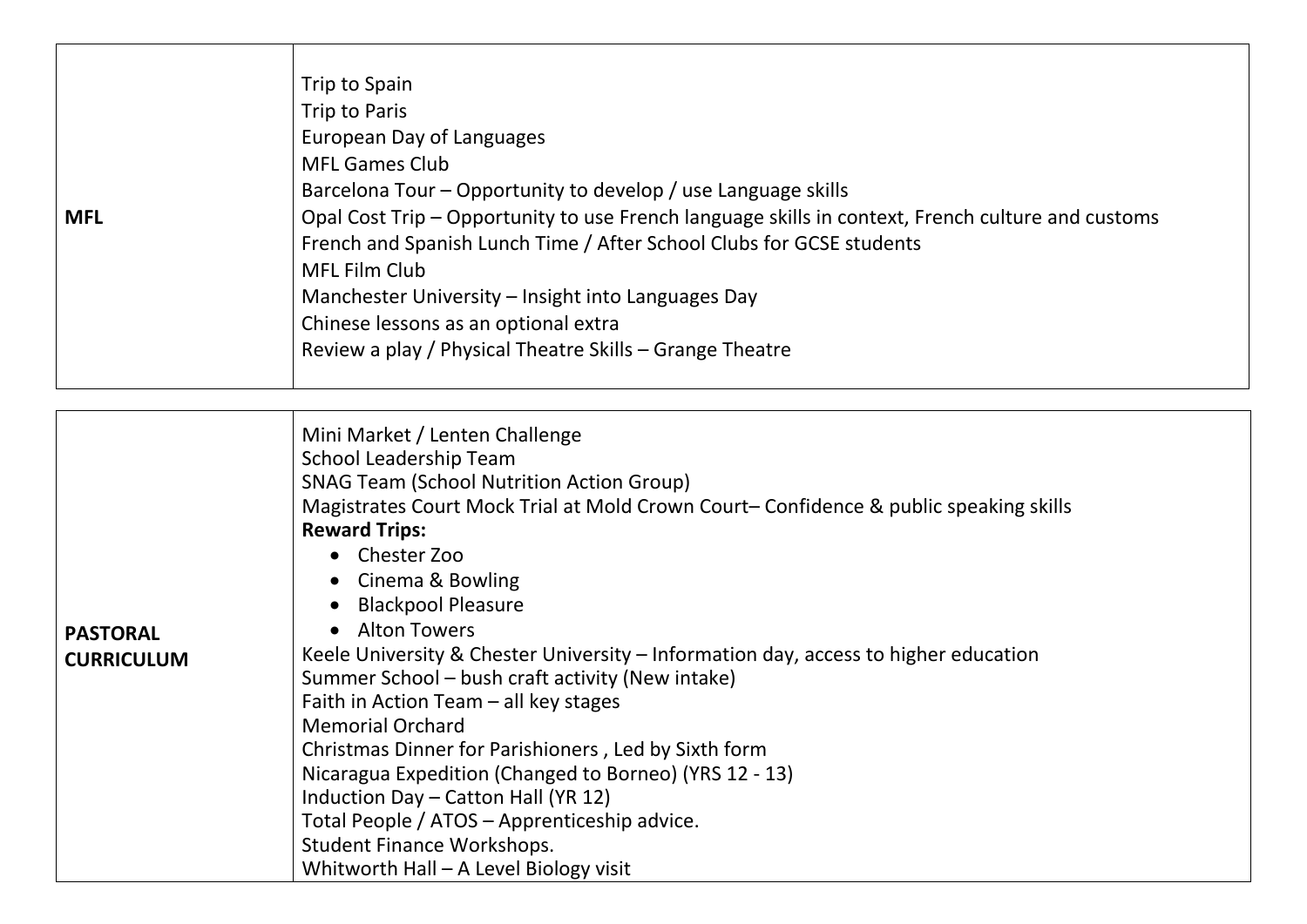| | |
|---|---|
| **MFL** | Trip to Spain<br>Trip to Paris<br>European Day of Languages<br>MFL Games Club<br>Barcelona Tour – Opportunity to develop / use Language skills<br>Opal Cost Trip – Opportunity to use French language skills in context, French culture and customs<br>French and Spanish Lunch Time / After School Clubs for GCSE students<br>MFL Film Club<br>Manchester University – Insight into Languages Day<br>Chinese lessons as an optional extra<br>Review a play / Physical Theatre Skills – Grange Theatre |

| | |
|---|---|
| **PASTORAL CURRICULUM** | Mini Market / Lenten Challenge<br>School Leadership Team<br>SNAG Team (School Nutrition Action Group)<br>Magistrates Court Mock Trial at Mold Crown Court– Confidence & public speaking skills<br>**Reward Trips:**<br>• Chester Zoo<br>• Cinema & Bowling<br>• Blackpool Pleasure<br>• Alton Towers<br>Keele University & Chester University – Information day, access to higher education<br>Summer School – bush craft activity (New intake)<br>Faith in Action Team – all key stages<br>Memorial Orchard<br>Christmas Dinner for Parishioners , Led by Sixth form<br>Nicaragua Expedition (Changed to Borneo) (YRS 12 - 13)<br>Induction Day – Catton Hall (YR 12)<br>Total People / ATOS – Apprenticeship advice.<br>Student Finance Workshops.<br>Whitworth Hall – A Level Biology visit |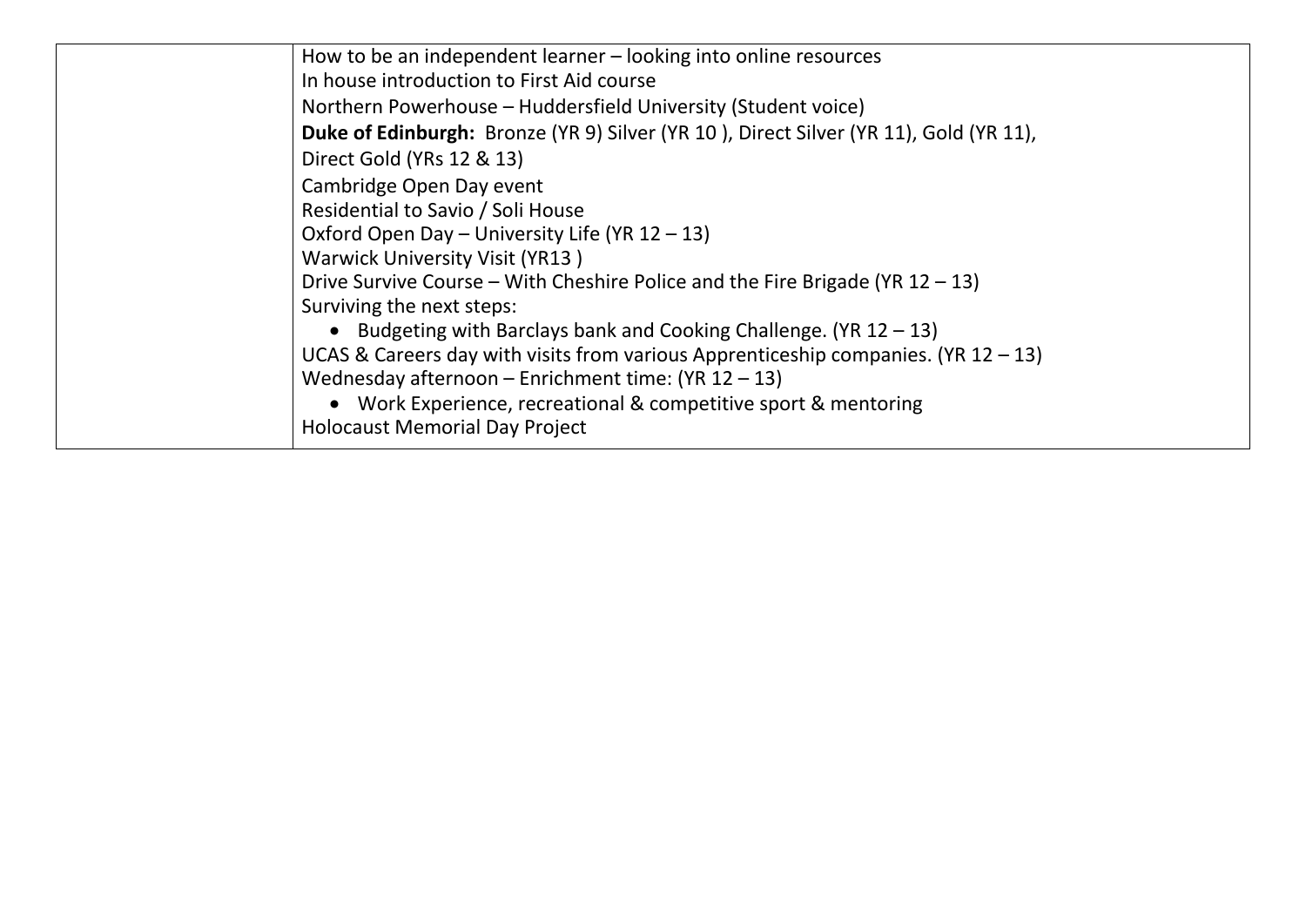|  |  |
|---|---|
|  | How to be an independent learner – looking into online resources<br>In house introduction to First Aid course<br>Northern Powerhouse – Huddersfield University (Student voice)<br>**Duke of Edinburgh:** Bronze (YR 9) Silver (YR 10 ), Direct Silver (YR 11), Gold (YR 11), Direct Gold (YRs 12 & 13)<br>Cambridge Open Day event<br>Residential to Savio / Soli House<br>Oxford Open Day – University Life (YR 12 – 13)<br>Warwick University Visit (YR13 )<br>Drive Survive Course – With Cheshire Police and the Fire Brigade (YR 12 – 13)<br>Surviving the next steps:<br>• Budgeting with Barclays bank and Cooking Challenge. (YR 12 – 13)<br>UCAS & Careers day with visits from various Apprenticeship companies. (YR 12 – 13)<br>Wednesday afternoon – Enrichment time: (YR 12 – 13)<br>• Work Experience, recreational & competitive sport & mentoring<br>Holocaust Memorial Day Project |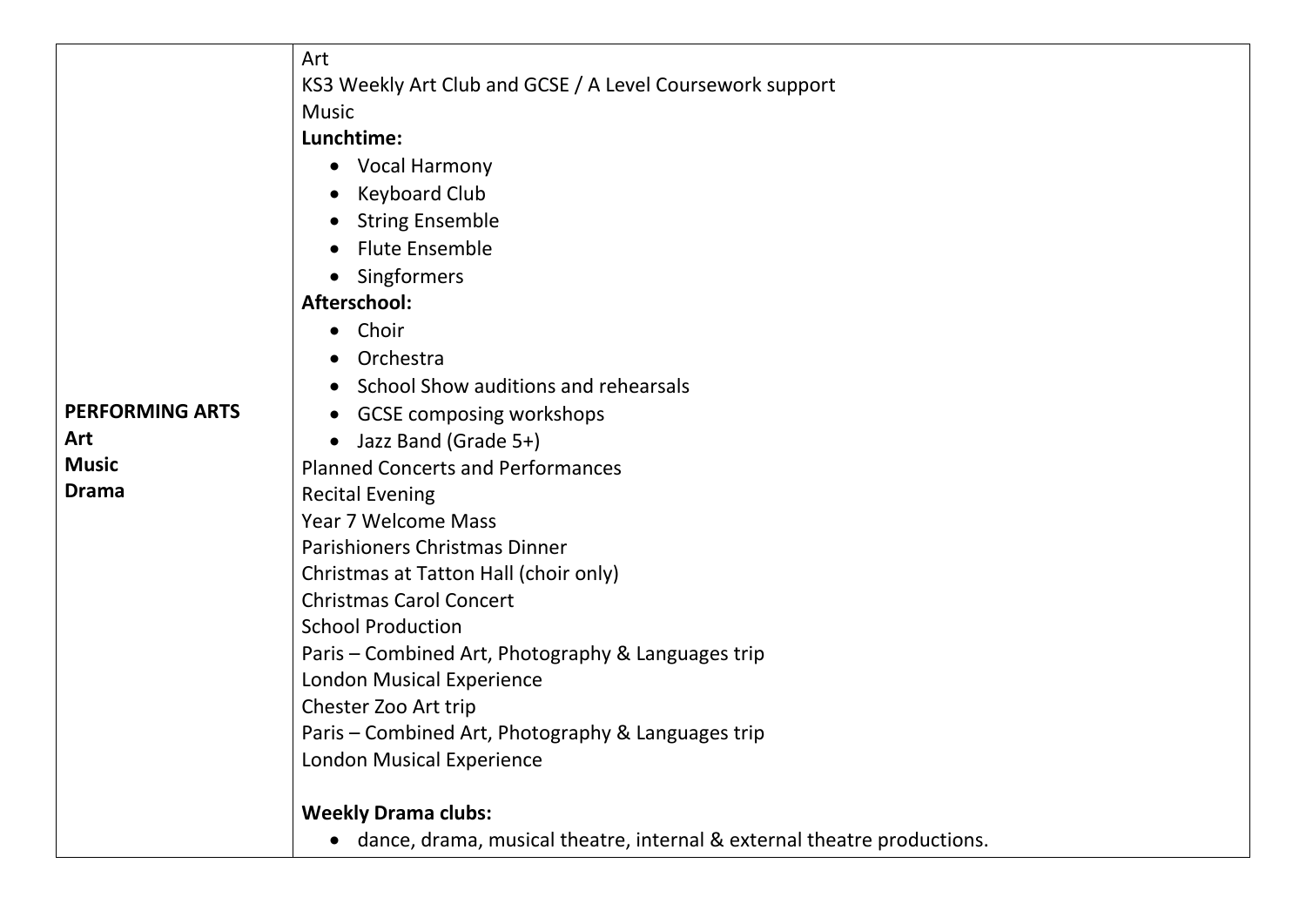| | |
|---|---|
| **PERFORMING ARTS**<br>**Art**<br>**Music**<br>**Drama** | Art<br>KS3 Weekly Art Club and GCSE / A Level Coursework support<br>Music<br>**Lunchtime:**<br>• Vocal Harmony<br>• Keyboard Club<br>• String Ensemble<br>• Flute Ensemble<br>• Singformers<br>**Afterschool:**<br>• Choir<br>• Orchestra<br>• School Show auditions and rehearsals<br>• GCSE composing workshops<br>• Jazz Band (Grade 5+)<br>Planned Concerts and Performances<br>Recital Evening<br>Year 7 Welcome Mass<br>Parishioners Christmas Dinner<br>Christmas at Tatton Hall (choir only)<br>Christmas Carol Concert<br>School Production<br>Paris – Combined Art, Photography & Languages trip<br>London Musical Experience<br>Chester Zoo Art trip<br>Paris – Combined Art, Photography & Languages trip<br>London Musical Experience<br><br>**Weekly Drama clubs:**<br>• dance, drama, musical theatre, internal & external theatre productions. |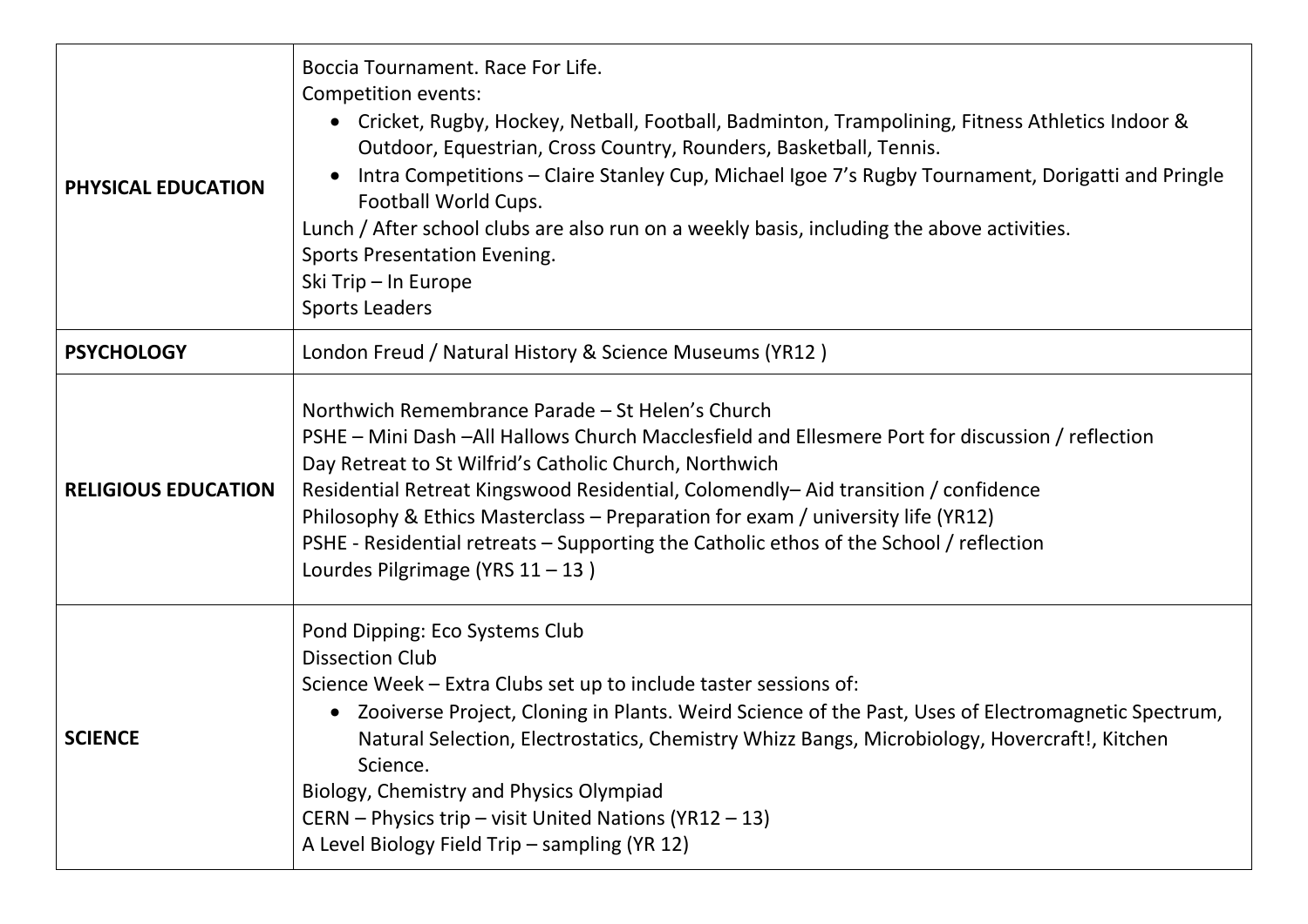| | |
|---|---|
| **PHYSICAL EDUCATION** | Boccia Tournament. Race For Life.<br>Competition events:<br>• Cricket, Rugby, Hockey, Netball, Football, Badminton, Trampolining, Fitness Athletics Indoor & Outdoor, Equestrian, Cross Country, Rounders, Basketball, Tennis.<br>• Intra Competitions – Claire Stanley Cup, Michael Igoe 7's Rugby Tournament, Dorigatti and Pringle Football World Cups.<br>Lunch / After school clubs are also run on a weekly basis, including the above activities.<br>Sports Presentation Evening.<br>Ski Trip – In Europe<br>Sports Leaders |
| **PSYCHOLOGY** | London Freud / Natural History & Science Museums (YR12 ) |
| **RELIGIOUS EDUCATION** | Northwich Remembrance Parade – St Helen's Church<br>PSHE – Mini Dash –All Hallows Church Macclesfield and Ellesmere Port for discussion / reflection<br>Day Retreat to St Wilfrid's Catholic Church, Northwich<br>Residential Retreat Kingswood Residential, Colomendly– Aid transition / confidence<br>Philosophy & Ethics Masterclass – Preparation for exam / university life (YR12)<br>PSHE - Residential retreats – Supporting the Catholic ethos of the School / reflection<br>Lourdes Pilgrimage (YRS 11 – 13 ) |
| **SCIENCE** | Pond Dipping: Eco Systems Club<br>Dissection Club<br>Science Week – Extra Clubs set up to include taster sessions of:<br>• Zooiverse Project, Cloning in Plants. Weird Science of the Past, Uses of Electromagnetic Spectrum, Natural Selection, Electrostatics, Chemistry Whizz Bangs, Microbiology, Hovercraft!, Kitchen Science.<br>Biology, Chemistry and Physics Olympiad<br>CERN – Physics trip – visit United Nations (YR12 – 13)<br>A Level Biology Field Trip – sampling (YR 12) |